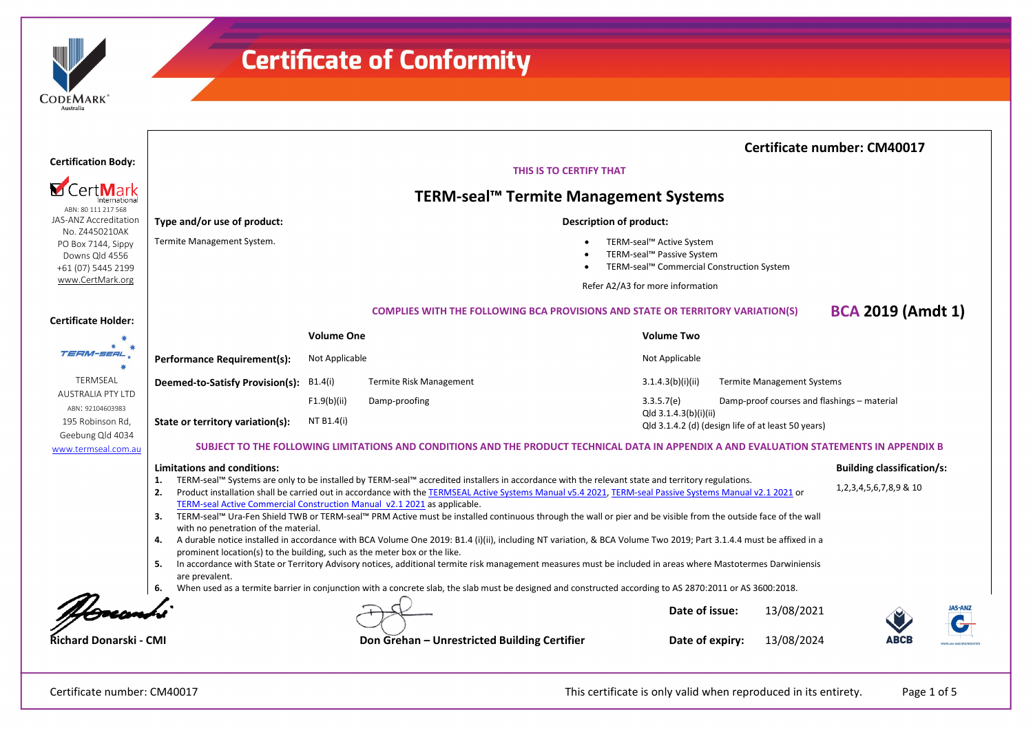# Certificate of Conformity

**Certification Body:**

CertMark International
ABN: 80 111 217 568
JAS-ANZ Accreditation No. Z4450210AK
PO Box 7144, Sippy Downs Qld 4556
+61 (07) 5445 2199
www.CertMark.org

**Certificate Holder:**

TERMSEAL AUSTRALIA PTY LTD
ABN: 92104603983
195 Robinson Rd, Geebung Qld 4034
www.termseal.com.au

**Certificate number: CM40017**

THIS IS TO CERTIFY THAT

## TERM-seal™ Termite Management Systems

**Type and/or use of product:**

Termite Management System.

**Description of product:**

- TERM-seal™ Active System
- TERM-seal™ Passive System
- TERM-seal™ Commercial Construction System

Refer A2/A3 for more information

**COMPLIES WITH THE FOLLOWING BCA PROVISIONS AND STATE OR TERRITORY VARIATION(S)** — **BCA 2019 (Amdt 1)**

| | Volume One | | Volume Two | |
|---|---|---|---|---|
| **Performance Requirement(s):** | Not Applicable | | Not Applicable | |
| **Deemed-to-Satisfy Provision(s):** | B1.4(i) | Termite Risk Management | 3.1.4.3(b)(i)(ii) | Termite Management Systems |
| | F1.9(b)(ii) | Damp-proofing | 3.3.5.7(e) | Damp-proof courses and flashings – material |
| **State or territory variation(s):** | NT B1.4(i) | | Qld 3.1.4.3(b)(i)(ii)<br>Qld 3.1.4.2 (d) (design life of at least 50 years) | |

**SUBJECT TO THE FOLLOWING LIMITATIONS AND CONDITIONS AND THE PRODUCT TECHNICAL DATA IN APPENDIX A AND EVALUATION STATEMENTS IN APPENDIX B**

**Limitations and conditions:**

1. TERM-seal™ Systems are only to be installed by TERM-seal™ accredited installers in accordance with the relevant state and territory regulations.
2. Product installation shall be carried out in accordance with the TERMSEAL Active Systems Manual v5.4 2021, TERM-seal Passive Systems Manual v2.1 2021 or TERM-seal Active Commercial Construction Manual v2.1 2021 as applicable.
3. TERM-seal™ Ura-Fen Shield TWB or TERM-seal™ PRM Active must be installed continuous through the wall or pier and be visible from the outside face of the wall with no penetration of the material.
4. A durable notice installed in accordance with BCA Volume One 2019: B1.4 (i)(ii), including NT variation, & BCA Volume Two 2019; Part 3.1.4.4 must be affixed in a prominent location(s) to the building, such as the meter box or the like.
5. In accordance with State or Territory Advisory notices, additional termite risk management measures must be included in areas where Mastotermes Darwiniensis are prevalent.
6. When used as a termite barrier in conjunction with a concrete slab, the slab must be designed and constructed according to AS 2870:2011 or AS 3600:2018.

**Building classification/s:**

1,2,3,4,5,6,7,8,9 & 10

**Richard Donarski - CMI**

**Don Grehan – Unrestricted Building Certifier**

**Date of issue:** 13/08/2021

**Date of expiry:** 13/08/2024

Certificate number: CM40017

This certificate is only valid when reproduced in its entirety.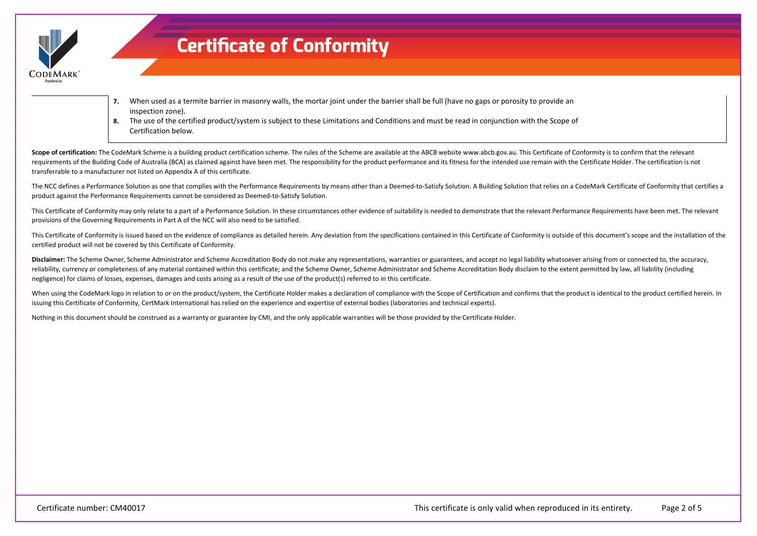# Certificate of Conformity

7. When used as a termite barrier in masonry walls, the mortar joint under the barrier shall be full (have no gaps or porosity to provide an inspection zone).
8. The use of the certified product/system is subject to these Limitations and Conditions and must be read in conjunction with the Scope of Certification below.

**Scope of certification:** The CodeMark Scheme is a building product certification scheme. The rules of the Scheme are available at the ABCB website www.abcb.gov.au. This Certificate of Conformity is to confirm that the relevant requirements of the Building Code of Australia (BCA) as claimed against have been met. The responsibility for the product performance and its fitness for the intended use remain with the Certificate Holder. The certification is not transferrable to a manufacturer not listed on Appendix A of this certificate.

The NCC defines a Performance Solution as one that complies with the Performance Requirements by means other than a Deemed-to-Satisfy Solution. A Building Solution that relies on a CodeMark Certificate of Conformity that certifies a product against the Performance Requirements cannot be considered as Deemed-to-Satisfy Solution.

This Certificate of Conformity may only relate to a part of a Performance Solution. In these circumstances other evidence of suitability is needed to demonstrate that the relevant Performance Requirements have been met. The relevant provisions of the Governing Requirements in Part A of the NCC will also need to be satisfied.

This Certificate of Conformity is issued based on the evidence of compliance as detailed herein. Any deviation from the specifications contained in this Certificate of Conformity is outside of this document's scope and the installation of the certified product will not be covered by this Certificate of Conformity.

**Disclaimer:** The Scheme Owner, Scheme Administrator and Scheme Accreditation Body do not make any representations, warranties or guarantees, and accept no legal liability whatsoever arising from or connected to, the accuracy, reliability, currency or completeness of any material contained within this certificate; and the Scheme Owner, Scheme Administrator and Scheme Accreditation Body disclaim to the extent permitted by law, all liability (including negligence) for claims of losses, expenses, damages and costs arising as a result of the use of the product(s) referred to in this certificate.

When using the CodeMark logo in relation to or on the product/system, the Certificate Holder makes a declaration of compliance with the Scope of Certification and confirms that the product is identical to the product certified herein. In issuing this Certificate of Conformity, CertMark International has relied on the experience and expertise of external bodies (laboratories and technical experts).

Nothing in this document should be construed as a warranty or guarantee by CMI, and the only applicable warranties will be those provided by the Certificate Holder.

Certificate number: CM40017

This certificate is only valid when reproduced in its entirety.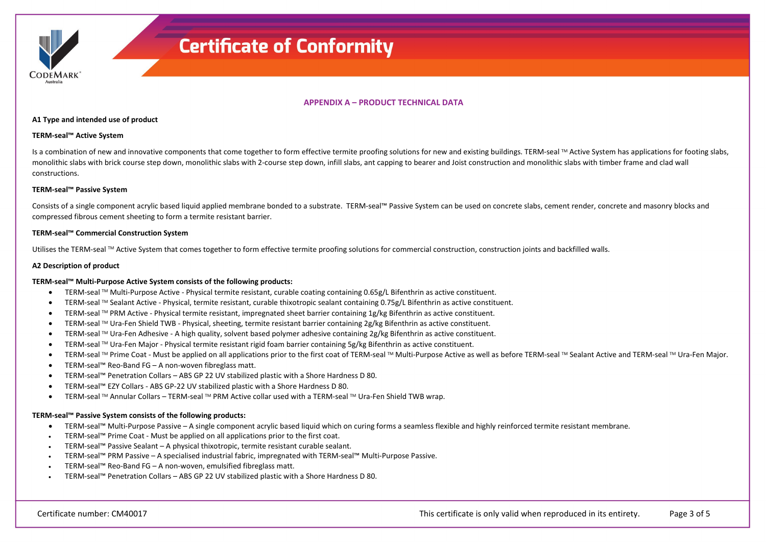## APPENDIX A – PRODUCT TECHNICAL DATA

**A1 Type and intended use of product**

**TERM-seal™ Active System**

Is a combination of new and innovative components that come together to form effective termite proofing solutions for new and existing buildings. TERM-seal ™ Active System has applications for footing slabs, monolithic slabs with brick course step down, monolithic slabs with 2-course step down, infill slabs, ant capping to bearer and Joist construction and monolithic slabs with timber frame and clad wall constructions.

**TERM-seal™ Passive System**

Consists of a single component acrylic based liquid applied membrane bonded to a substrate. TERM-seal™ Passive System can be used on concrete slabs, cement render, concrete and masonry blocks and compressed fibrous cement sheeting to form a termite resistant barrier.

**TERM-seal™ Commercial Construction System**

Utilises the TERM-seal ™ Active System that comes together to form effective termite proofing solutions for commercial construction, construction joints and backfilled walls.

**A2 Description of product**

**TERM-seal™ Multi-Purpose Active System consists of the following products:**

- TERM-seal ™ Multi-Purpose Active - Physical termite resistant, curable coating containing 0.65g/L Bifenthrin as active constituent.
- TERM-seal ™ Sealant Active - Physical, termite resistant, curable thixotropic sealant containing 0.75g/L Bifenthrin as active constituent.
- TERM-seal ™ PRM Active - Physical termite resistant, impregnated sheet barrier containing 1g/kg Bifenthrin as active constituent.
- TERM-seal ™ Ura-Fen Shield TWB - Physical, sheeting, termite resistant barrier containing 2g/kg Bifenthrin as active constituent.
- TERM-seal ™ Ura-Fen Adhesive - A high quality, solvent based polymer adhesive containing 2g/kg Bifenthrin as active constituent.
- TERM-seal ™ Ura-Fen Major - Physical termite resistant rigid foam barrier containing 5g/kg Bifenthrin as active constituent.
- TERM-seal ™ Prime Coat - Must be applied on all applications prior to the first coat of TERM-seal ™ Multi-Purpose Active as well as before TERM-seal ™ Sealant Active and TERM-seal ™ Ura-Fen Major.
- TERM-seal™ Reo-Band FG – A non-woven fibreglass matt.
- TERM-seal™ Penetration Collars – ABS GP 22 UV stabilized plastic with a Shore Hardness D 80.
- TERM-seal™ EZY Collars - ABS GP-22 UV stabilized plastic with a Shore Hardness D 80.
- TERM-seal ™ Annular Collars – TERM-seal ™ PRM Active collar used with a TERM-seal ™ Ura-Fen Shield TWB wrap.

**TERM-seal™ Passive System consists of the following products:**

- TERM-seal™ Multi-Purpose Passive – A single component acrylic based liquid which on curing forms a seamless flexible and highly reinforced termite resistant membrane.
- TERM-seal™ Prime Coat - Must be applied on all applications prior to the first coat.
- TERM-seal™ Passive Sealant – A physical thixotropic, termite resistant curable sealant.
- TERM-seal™ PRM Passive – A specialised industrial fabric, impregnated with TERM-seal™ Multi-Purpose Passive.
- TERM-seal™ Reo-Band FG – A non-woven, emulsified fibreglass matt.
- TERM-seal™ Penetration Collars – ABS GP 22 UV stabilized plastic with a Shore Hardness D 80.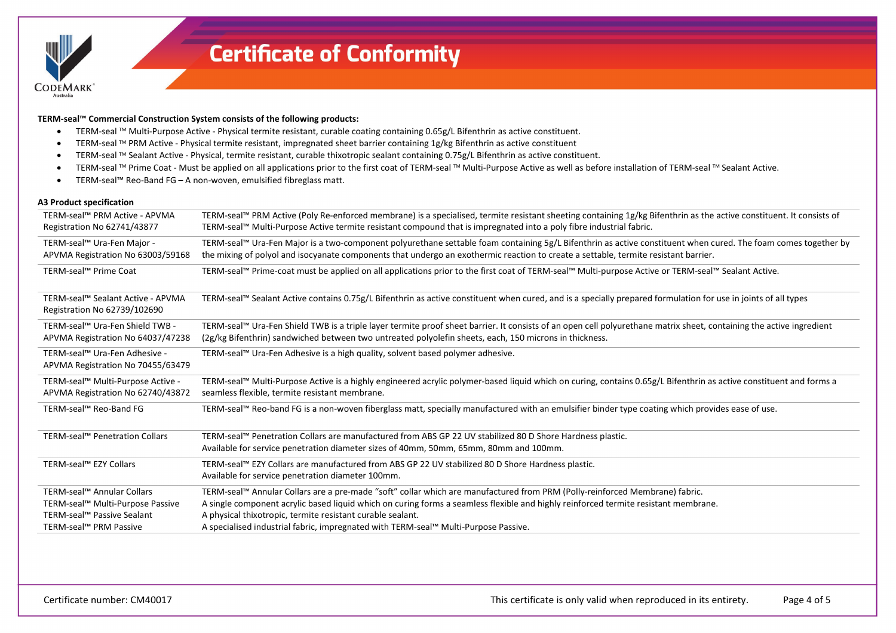# Certificate of Conformity

**TERM-seal™ Commercial Construction System consists of the following products:**

- TERM-seal ™ Multi-Purpose Active - Physical termite resistant, curable coating containing 0.65g/L Bifenthrin as active constituent.
- TERM-seal ™ PRM Active - Physical termite resistant, impregnated sheet barrier containing 1g/kg Bifenthrin as active constituent
- TERM-seal ™ Sealant Active - Physical, termite resistant, curable thixotropic sealant containing 0.75g/L Bifenthrin as active constituent.
- TERM-seal ™ Prime Coat - Must be applied on all applications prior to the first coat of TERM-seal ™ Multi-Purpose Active as well as before installation of TERM-seal ™ Sealant Active.
- TERM-seal™ Reo-Band FG – A non-woven, emulsified fibreglass matt.

**A3 Product specification**

| | |
|---|---|
| TERM-seal™ PRM Active - APVMA Registration No 62741/43877 | TERM-seal™ PRM Active (Poly Re-enforced membrane) is a specialised, termite resistant sheeting containing 1g/kg Bifenthrin as the active constituent. It consists of TERM-seal™ Multi-Purpose Active termite resistant compound that is impregnated into a poly fibre industrial fabric. |
| TERM-seal™ Ura-Fen Major - APVMA Registration No 63003/59168 | TERM-seal™ Ura-Fen Major is a two-component polyurethane settable foam containing 5g/L Bifenthrin as active constituent when cured. The foam comes together by the mixing of polyol and isocyanate components that undergo an exothermic reaction to create a settable, termite resistant barrier. |
| TERM-seal™ Prime Coat | TERM-seal™ Prime-coat must be applied on all applications prior to the first coat of TERM-seal™ Multi-purpose Active or TERM-seal™ Sealant Active. |
| TERM-seal™ Sealant Active - APVMA Registration No 62739/102690 | TERM-seal™ Sealant Active contains 0.75g/L Bifenthrin as active constituent when cured, and is a specially prepared formulation for use in joints of all types |
| TERM-seal™ Ura-Fen Shield TWB - APVMA Registration No 64037/47238 | TERM-seal™ Ura-Fen Shield TWB is a triple layer termite proof sheet barrier. It consists of an open cell polyurethane matrix sheet, containing the active ingredient (2g/kg Bifenthrin) sandwiched between two untreated polyolefin sheets, each, 150 microns in thickness. |
| TERM-seal™ Ura-Fen Adhesive - APVMA Registration No 70455/63479 | TERM-seal™ Ura-Fen Adhesive is a high quality, solvent based polymer adhesive. |
| TERM-seal™ Multi-Purpose Active - APVMA Registration No 62740/43872 | TERM-seal™ Multi-Purpose Active is a highly engineered acrylic polymer-based liquid which on curing, contains 0.65g/L Bifenthrin as active constituent and forms a seamless flexible, termite resistant membrane. |
| TERM-seal™ Reo-Band FG | TERM-seal™ Reo-band FG is a non-woven fiberglass matt, specially manufactured with an emulsifier binder type coating which provides ease of use. |
| TERM-seal™ Penetration Collars | TERM-seal™ Penetration Collars are manufactured from ABS GP 22 UV stabilized 80 D Shore Hardness plastic. Available for service penetration diameter sizes of 40mm, 50mm, 65mm, 80mm and 100mm. |
| TERM-seal™ EZY Collars | TERM-seal™ EZY Collars are manufactured from ABS GP 22 UV stabilized 80 D Shore Hardness plastic. Available for service penetration diameter 100mm. |
| TERM-seal™ Annular Collars | TERM-seal™ Annular Collars are a pre-made "soft" collar which are manufactured from PRM (Polly-reinforced Membrane) fabric. |
| TERM-seal™ Multi-Purpose Passive | A single component acrylic based liquid which on curing forms a seamless flexible and highly reinforced termite resistant membrane. |
| TERM-seal™ Passive Sealant | A physical thixotropic, termite resistant curable sealant. |
| TERM-seal™ PRM Passive | A specialised industrial fabric, impregnated with TERM-seal™ Multi-Purpose Passive. |

Certificate number: CM40017

This certificate is only valid when reproduced in its entirety.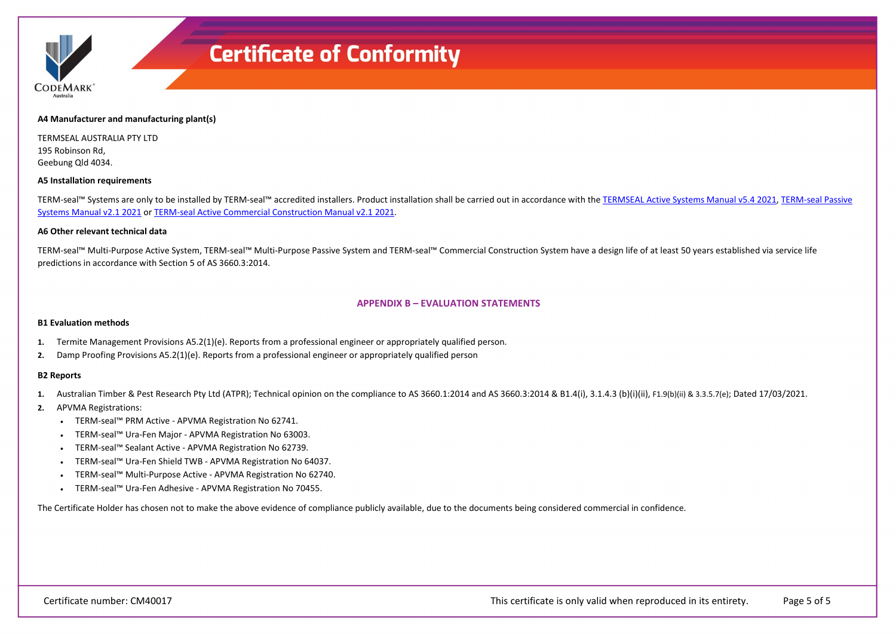**A4 Manufacturer and manufacturing plant(s)**

TERMSEAL AUSTRALIA PTY LTD
195 Robinson Rd,
Geebung Qld 4034.

**A5 Installation requirements**

TERM-seal™ Systems are only to be installed by TERM-seal™ accredited installers. Product installation shall be carried out in accordance with the TERMSEAL Active Systems Manual v5.4 2021, TERM-seal Passive Systems Manual v2.1 2021 or TERM-seal Active Commercial Construction Manual v2.1 2021.

**A6 Other relevant technical data**

TERM-seal™ Multi-Purpose Active System, TERM-seal™ Multi-Purpose Passive System and TERM-seal™ Commercial Construction System have a design life of at least 50 years established via service life predictions in accordance with Section 5 of AS 3660.3:2014.

## APPENDIX B – EVALUATION STATEMENTS

**B1 Evaluation methods**

1. Termite Management Provisions A5.2(1)(e). Reports from a professional engineer or appropriately qualified person.
2. Damp Proofing Provisions A5.2(1)(e). Reports from a professional engineer or appropriately qualified person

**B2 Reports**

1. Australian Timber & Pest Research Pty Ltd (ATPR); Technical opinion on the compliance to AS 3660.1:2014 and AS 3660.3:2014 & B1.4(i), 3.1.4.3 (b)(i)(ii), F1.9(b)(ii) & 3.3.5.7(e); Dated 17/03/2021.
2. APVMA Registrations:
   - TERM-seal™ PRM Active - APVMA Registration No 62741.
   - TERM-seal™ Ura-Fen Major - APVMA Registration No 63003.
   - TERM-seal™ Sealant Active - APVMA Registration No 62739.
   - TERM-seal™ Ura-Fen Shield TWB - APVMA Registration No 64037.
   - TERM-seal™ Multi-Purpose Active - APVMA Registration No 62740.
   - TERM-seal™ Ura-Fen Adhesive - APVMA Registration No 70455.

The Certificate Holder has chosen not to make the above evidence of compliance publicly available, due to the documents being considered commercial in confidence.